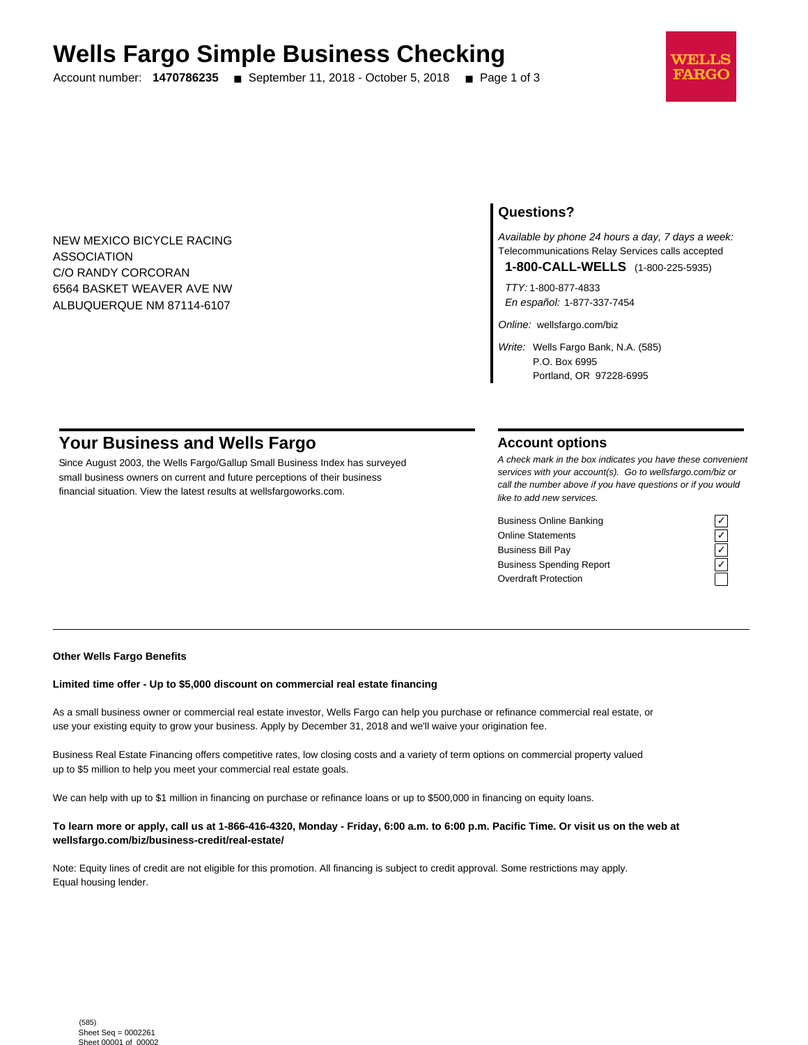# Wells Fargo Simple Business Checking

Account number: **1470786235** ■ September 11, 2018 - October 5, 2018

WELLS FARGO

NEW MEXICO BICYCLE RACING
ASSOCIATION
C/O RANDY CORCORAN
6564 BASKET WEAVER AVE NW
ALBUQUERQUE NM 87114-6107

## Questions?

*Available by phone 24 hours a day, 7 days a week:*
Telecommunications Relay Services calls accepted

**1-800-CALL-WELLS** (1-800-225-5935)

*TTY:* 1-800-877-4833
*En español:* 1-877-337-7454

*Online:* wellsfargo.com/biz

*Write:* Wells Fargo Bank, N.A. (585)
P.O. Box 6995
Portland, OR 97228-6995

## Your Business and Wells Fargo

Since August 2003, the Wells Fargo/Gallup Small Business Index has surveyed small business owners on current and future perceptions of their business financial situation. View the latest results at wellsfargoworks.com.

## Account options

*A check mark in the box indicates you have these convenient services with your account(s). Go to wellsfargo.com/biz or call the number above if you have questions or if you would like to add new services.*

| Service | |
|---|---|
| Business Online Banking | ✓ |
| Online Statements | ✓ |
| Business Bill Pay | ✓ |
| Business Spending Report | ✓ |
| Overdraft Protection | |

**Other Wells Fargo Benefits**

**Limited time offer - Up to $5,000 discount on commercial real estate financing**

As a small business owner or commercial real estate investor, Wells Fargo can help you purchase or refinance commercial real estate, or use your existing equity to grow your business. Apply by December 31, 2018 and we'll waive your origination fee.

Business Real Estate Financing offers competitive rates, low closing costs and a variety of term options on commercial property valued up to $5 million to help you meet your commercial real estate goals.

We can help with up to $1 million in financing on purchase or refinance loans or up to $500,000 in financing on equity loans.

**To learn more or apply, call us at 1-866-416-4320, Monday - Friday, 6:00 a.m. to 6:00 p.m. Pacific Time. Or visit us on the web at wellsfargo.com/biz/business-credit/real-estate/**

Note: Equity lines of credit are not eligible for this promotion. All financing is subject to credit approval. Some restrictions may apply. Equal housing lender.

(585)
Sheet Seq = 0002261
Sheet 00001 of 00002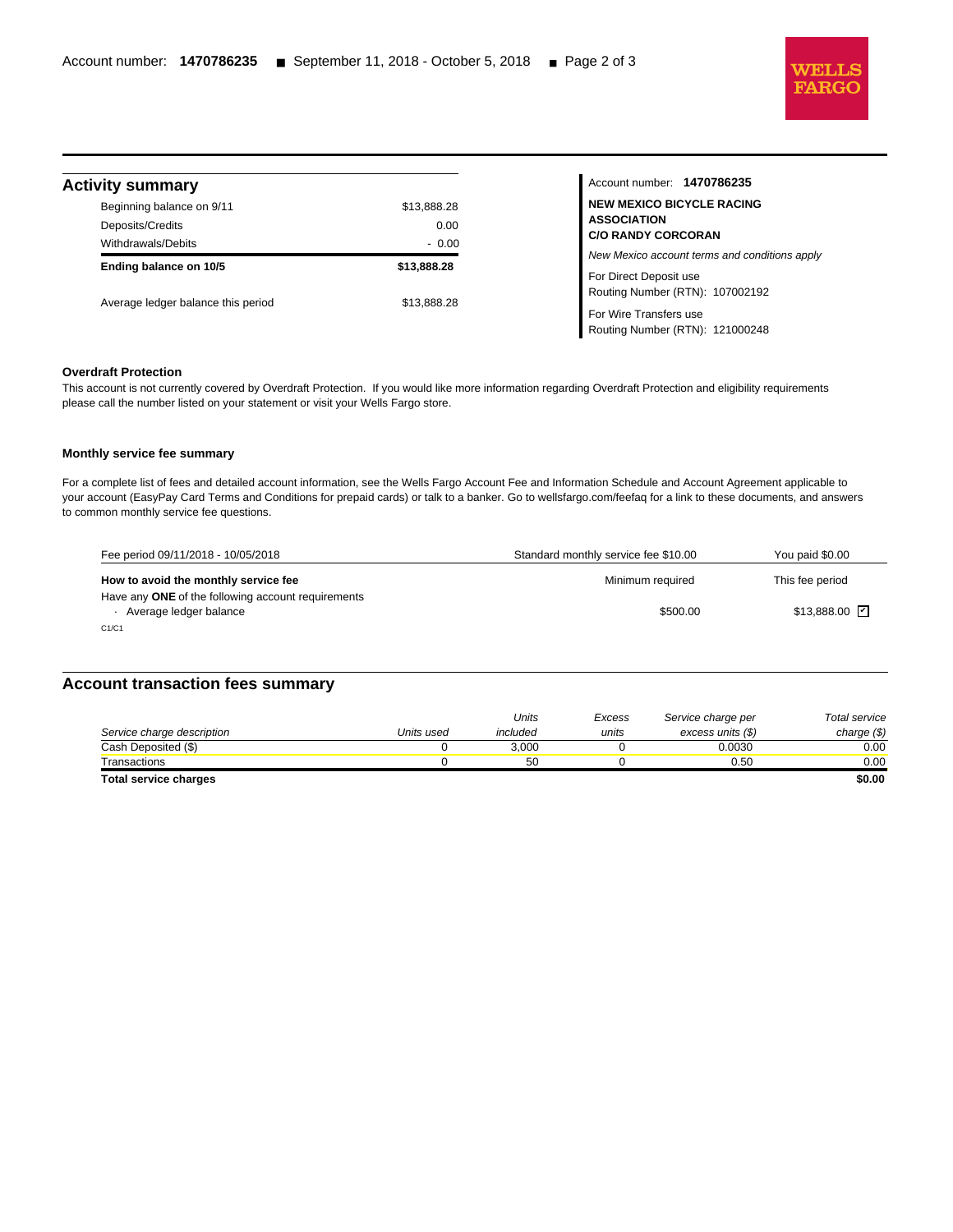## Activity summary

| | |
|---|---|
| Beginning balance on 9/11 | $13,888.28 |
| Deposits/Credits | 0.00 |
| Withdrawals/Debits | - 0.00 |
| **Ending balance on 10/5** | **$13,888.28** |
| Average ledger balance this period | $13,888.28 |

Account number: **1470786235**

**NEW MEXICO BICYCLE RACING ASSOCIATION**
**C/O RANDY CORCORAN**

*New Mexico account terms and conditions apply*

For Direct Deposit use
Routing Number (RTN): 107002192

For Wire Transfers use
Routing Number (RTN): 121000248

**Overdraft Protection**

This account is not currently covered by Overdraft Protection. If you would like more information regarding Overdraft Protection and eligibility requirements please call the number listed on your statement or visit your Wells Fargo store.

**Monthly service fee summary**

For a complete list of fees and detailed account information, see the Wells Fargo Account Fee and Information Schedule and Account Agreement applicable to your account (EasyPay Card Terms and Conditions for prepaid cards) or talk to a banker. Go to wellsfargo.com/feefaq for a link to these documents, and answers to common monthly service fee questions.

| Fee period 09/11/2018 - 10/05/2018 | Standard monthly service fee $10.00 | You paid $0.00 |
|---|---|---|
| **How to avoid the monthly service fee** | Minimum required | This fee period |
| Have any **ONE** of the following account requirements | | |
| · Average ledger balance | $500.00 | $13,888.00 ☑ |

C1/C1

## Account transaction fees summary

| *Service charge description* | *Units used* | *Units included* | *Excess units* | *Service charge per excess units ($)* | *Total service charge ($)* |
|---|---|---|---|---|---|
| Cash Deposited ($) | 0 | 3,000 | 0 | 0.0030 | 0.00 |
| Transactions | 0 | 50 | 0 | 0.50 | 0.00 |
| **Total service charges** | | | | | **$0.00** |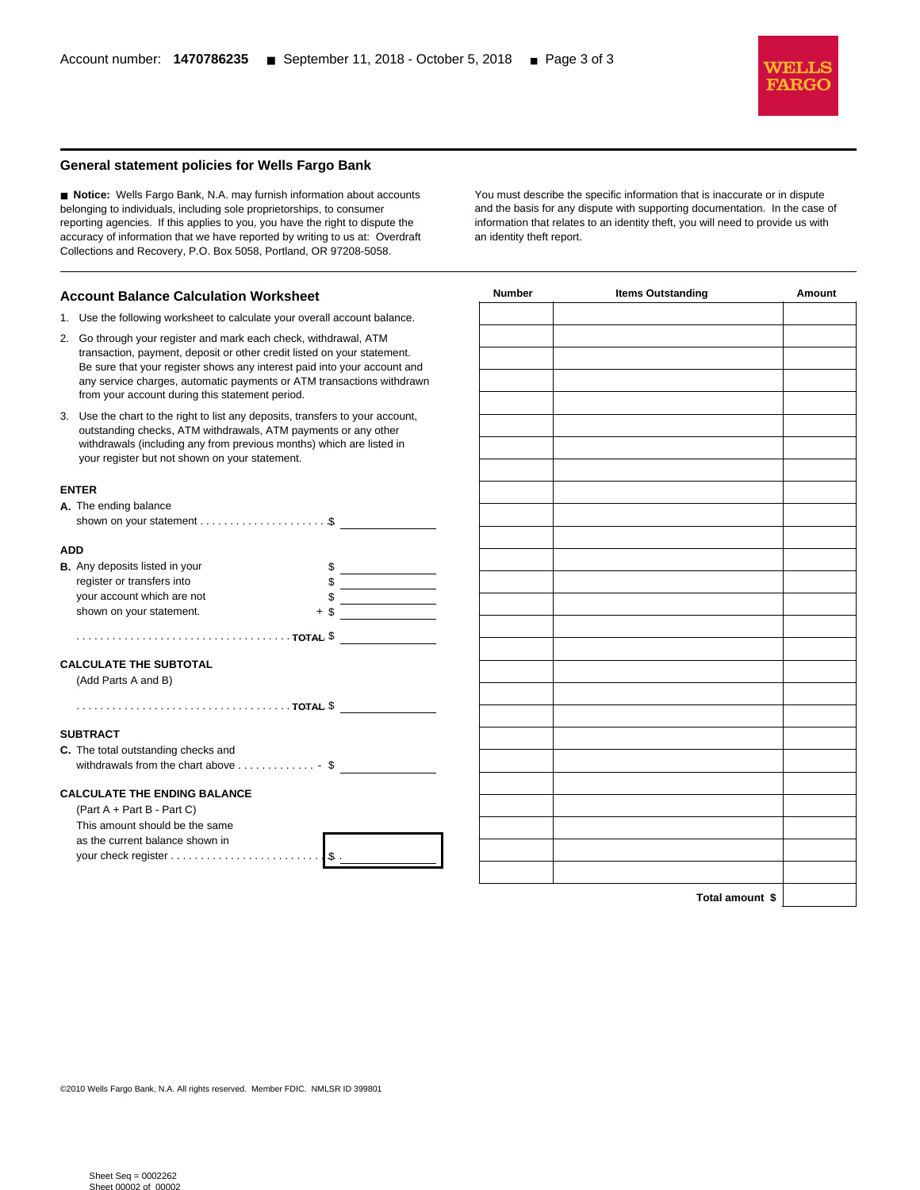## General statement policies for Wells Fargo Bank

■ **Notice:** Wells Fargo Bank, N.A. may furnish information about accounts belonging to individuals, including sole proprietorships, to consumer reporting agencies. If this applies to you, you have the right to dispute the accuracy of information that we have reported by writing to us at: Overdraft Collections and Recovery, P.O. Box 5058, Portland, OR 97208-5058.

You must describe the specific information that is inaccurate or in dispute and the basis for any dispute with supporting documentation. In the case of information that relates to an identity theft, you will need to provide us with an identity theft report.

### Account Balance Calculation Worksheet

1. Use the following worksheet to calculate your overall account balance.
2. Go through your register and mark each check, withdrawal, ATM transaction, payment, deposit or other credit listed on your statement. Be sure that your register shows any interest paid into your account and any service charges, automatic payments or ATM transactions withdrawn from your account during this statement period.
3. Use the chart to the right to list any deposits, transfers to your account, outstanding checks, ATM withdrawals, ATM payments or any other withdrawals (including any from previous months) which are listed in your register but not shown on your statement.

**ENTER**

**A.** The ending balance shown on your statement . . . . . . . . . . . . . . . . . . . . . $ ____________

**ADD**

**B.** Any deposits listed in your register or transfers into your account which are not shown on your statement.

$ ____________
$ ____________
$ ____________
\+ $ ____________

. . . . . . . . . . . . . . . . . . . . . . . . . . . . . . . . . . . **TOTAL** $ ____________

**CALCULATE THE SUBTOTAL**

(Add Parts A and B)

. . . . . . . . . . . . . . . . . . . . . . . . . . . . . . . . . . . **TOTAL** $ ____________

**SUBTRACT**

**C.** The total outstanding checks and withdrawals from the chart above . . . . . . . . . . . . . - $ ____________

**CALCULATE THE ENDING BALANCE**

(Part A + Part B - Part C)
This amount should be the same as the current balance shown in your check register . . . . . . . . . . . . . . . . . . . . . . . . . $ ____________

| Number | Items Outstanding | Amount |
|---|---|---|
| | | |
| | | |
| | | |
| | | |
| | | |
| | | |
| | | |
| | | |
| | | |
| | | |
| | | |
| | | |
| | | |
| | | |
| | | |
| | | |
| | | |
| | | |
| | | |
| | | |
| | | |
| | | |
| | | |
| | | |
| | | |
| | | |
| | **Total amount $** | |

©2010 Wells Fargo Bank, N.A. All rights reserved. Member FDIC. NMLSR ID 399801

Sheet Seq = 0002262
Sheet 00002 of 00002